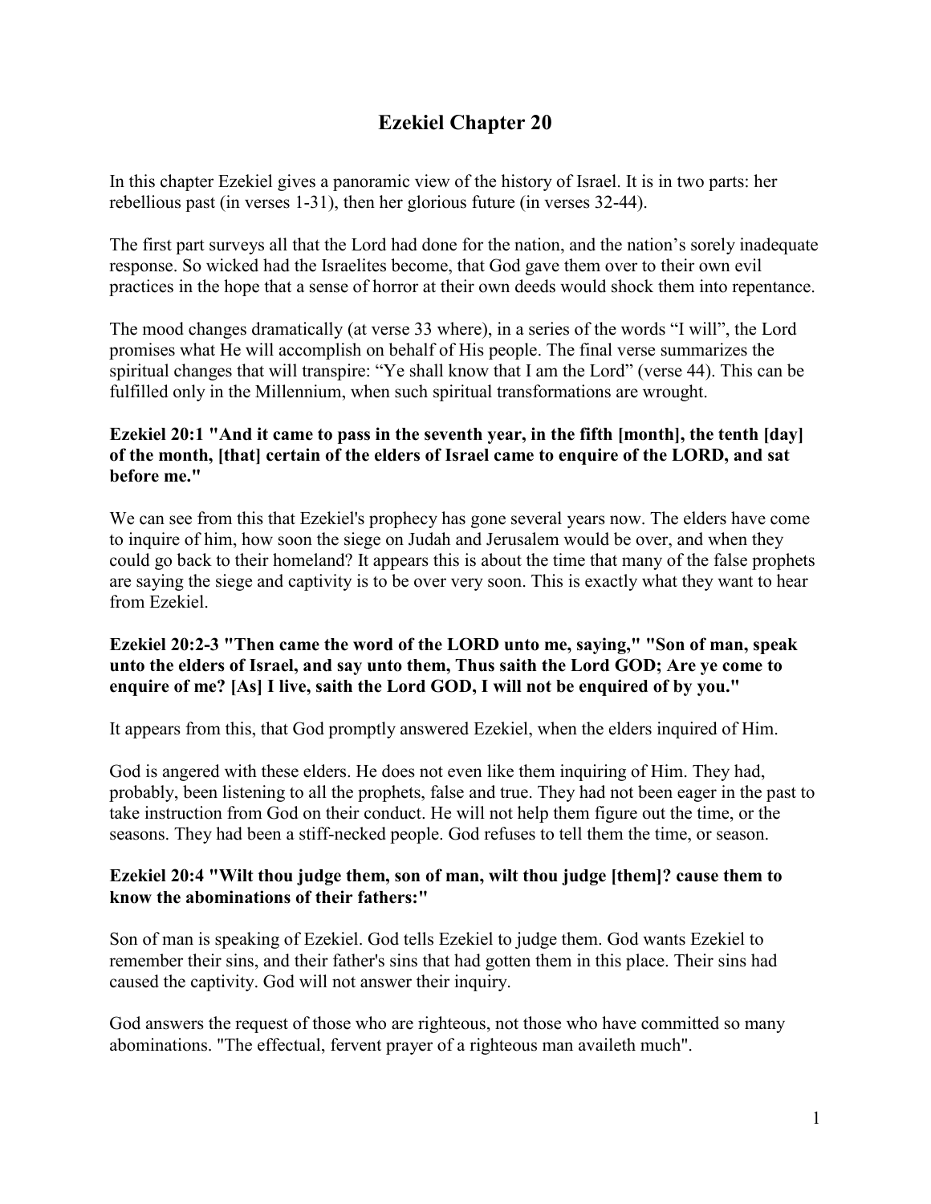# Ezekiel Chapter 20

In this chapter Ezekiel gives a panoramic view of the history of Israel. It is in two parts: her rebellious past (in verses 1-31), then her glorious future (in verses 32-44).

The first part surveys all that the Lord had done for the nation, and the nation's sorely inadequate response. So wicked had the Israelites become, that God gave them over to their own evil practices in the hope that a sense of horror at their own deeds would shock them into repentance.

The mood changes dramatically (at verse 33 where), in a series of the words "I will", the Lord promises what He will accomplish on behalf of His people. The final verse summarizes the spiritual changes that will transpire: "Ye shall know that I am the Lord" (verse 44). This can be fulfilled only in the Millennium, when such spiritual transformations are wrought.

**Ezekiel 20:1 "And it came to pass in the seventh year, in the fifth [month], the tenth [day] of the month, [that] certain of the elders of Israel came to enquire of the LORD, and sat before me."**

We can see from this that Ezekiel's prophecy has gone several years now. The elders have come to inquire of him, how soon the siege on Judah and Jerusalem would be over, and when they could go back to their homeland? It appears this is about the time that many of the false prophets are saying the siege and captivity is to be over very soon. This is exactly what they want to hear from Ezekiel.

**Ezekiel 20:2-3 "Then came the word of the LORD unto me, saying," "Son of man, speak unto the elders of Israel, and say unto them, Thus saith the Lord GOD; Are ye come to enquire of me? [As] I live, saith the Lord GOD, I will not be enquired of by you."**

It appears from this, that God promptly answered Ezekiel, when the elders inquired of Him.

God is angered with these elders. He does not even like them inquiring of Him. They had, probably, been listening to all the prophets, false and true. They had not been eager in the past to take instruction from God on their conduct. He will not help them figure out the time, or the seasons. They had been a stiff-necked people. God refuses to tell them the time, or season.

**Ezekiel 20:4 "Wilt thou judge them, son of man, wilt thou judge [them]? cause them to know the abominations of their fathers:"**

Son of man is speaking of Ezekiel. God tells Ezekiel to judge them. God wants Ezekiel to remember their sins, and their father's sins that had gotten them in this place. Their sins had caused the captivity. God will not answer their inquiry.

God answers the request of those who are righteous, not those who have committed so many abominations. "The effectual, fervent prayer of a righteous man availeth much".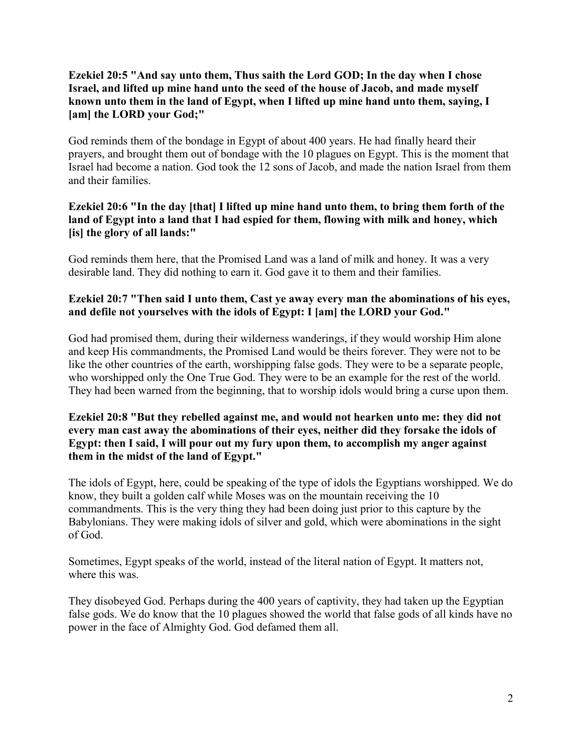**Ezekiel 20:5 "And say unto them, Thus saith the Lord GOD; In the day when I chose Israel, and lifted up mine hand unto the seed of the house of Jacob, and made myself known unto them in the land of Egypt, when I lifted up mine hand unto them, saying, I [am] the LORD your God;"**

God reminds them of the bondage in Egypt of about 400 years. He had finally heard their prayers, and brought them out of bondage with the 10 plagues on Egypt. This is the moment that Israel had become a nation. God took the 12 sons of Jacob, and made the nation Israel from them and their families.

**Ezekiel 20:6 "In the day [that] I lifted up mine hand unto them, to bring them forth of the land of Egypt into a land that I had espied for them, flowing with milk and honey, which [is] the glory of all lands:"**

God reminds them here, that the Promised Land was a land of milk and honey. It was a very desirable land. They did nothing to earn it. God gave it to them and their families.

**Ezekiel 20:7 "Then said I unto them, Cast ye away every man the abominations of his eyes, and defile not yourselves with the idols of Egypt: I [am] the LORD your God."**

God had promised them, during their wilderness wanderings, if they would worship Him alone and keep His commandments, the Promised Land would be theirs forever. They were not to be like the other countries of the earth, worshipping false gods. They were to be a separate people, who worshipped only the One True God. They were to be an example for the rest of the world. They had been warned from the beginning, that to worship idols would bring a curse upon them.

**Ezekiel 20:8 "But they rebelled against me, and would not hearken unto me: they did not every man cast away the abominations of their eyes, neither did they forsake the idols of Egypt: then I said, I will pour out my fury upon them, to accomplish my anger against them in the midst of the land of Egypt."**

The idols of Egypt, here, could be speaking of the type of idols the Egyptians worshipped. We do know, they built a golden calf while Moses was on the mountain receiving the 10 commandments. This is the very thing they had been doing just prior to this capture by the Babylonians. They were making idols of silver and gold, which were abominations in the sight of God.

Sometimes, Egypt speaks of the world, instead of the literal nation of Egypt. It matters not, where this was.

They disobeyed God. Perhaps during the 400 years of captivity, they had taken up the Egyptian false gods. We do know that the 10 plagues showed the world that false gods of all kinds have no power in the face of Almighty God. God defamed them all.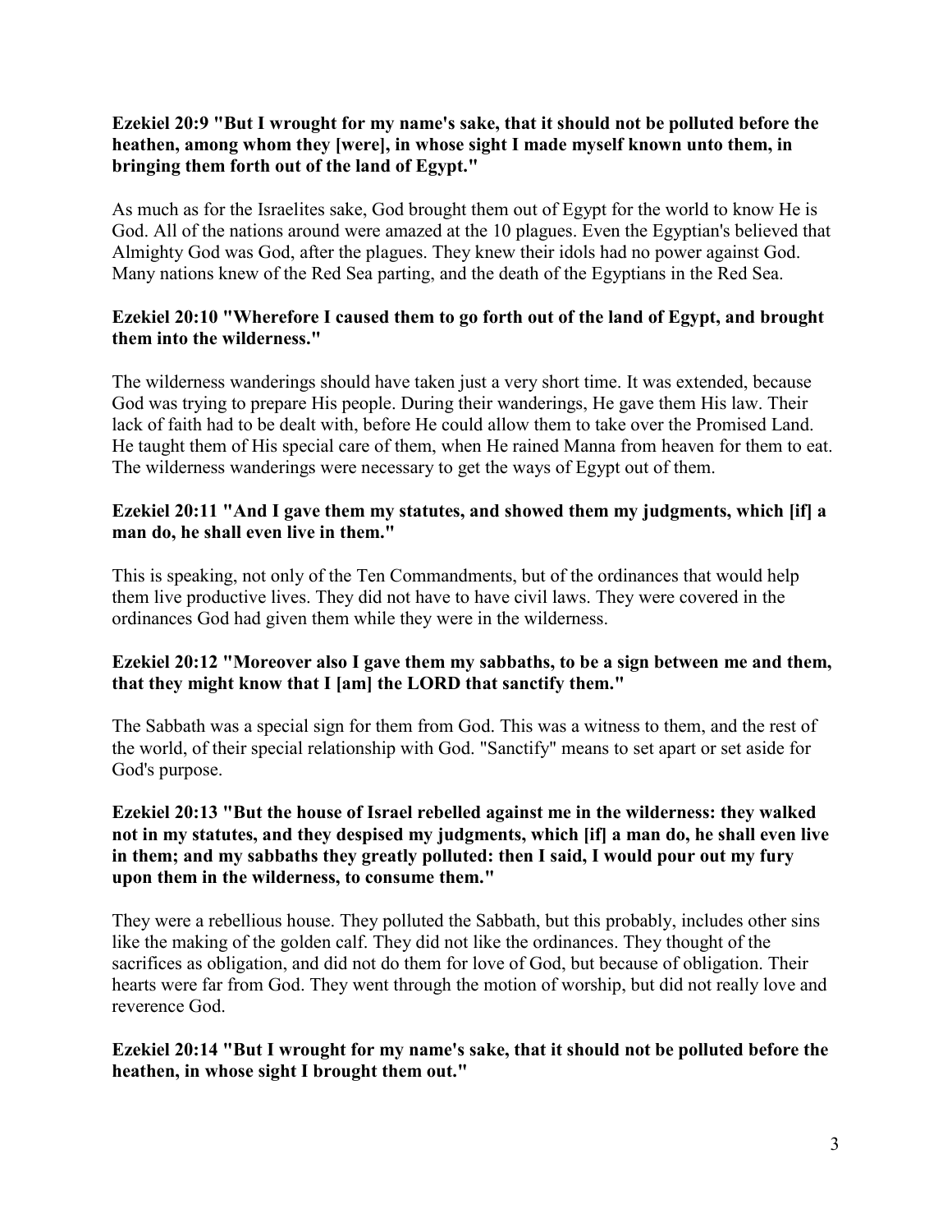**Ezekiel 20:9 "But I wrought for my name's sake, that it should not be polluted before the heathen, among whom they [were], in whose sight I made myself known unto them, in bringing them forth out of the land of Egypt."**

As much as for the Israelites sake, God brought them out of Egypt for the world to know He is God. All of the nations around were amazed at the 10 plagues. Even the Egyptian's believed that Almighty God was God, after the plagues. They knew their idols had no power against God. Many nations knew of the Red Sea parting, and the death of the Egyptians in the Red Sea.

**Ezekiel 20:10 "Wherefore I caused them to go forth out of the land of Egypt, and brought them into the wilderness."**

The wilderness wanderings should have taken just a very short time. It was extended, because God was trying to prepare His people. During their wanderings, He gave them His law. Their lack of faith had to be dealt with, before He could allow them to take over the Promised Land. He taught them of His special care of them, when He rained Manna from heaven for them to eat. The wilderness wanderings were necessary to get the ways of Egypt out of them.

**Ezekiel 20:11 "And I gave them my statutes, and showed them my judgments, which [if] a man do, he shall even live in them."**

This is speaking, not only of the Ten Commandments, but of the ordinances that would help them live productive lives. They did not have to have civil laws. They were covered in the ordinances God had given them while they were in the wilderness.

**Ezekiel 20:12 "Moreover also I gave them my sabbaths, to be a sign between me and them, that they might know that I [am] the LORD that sanctify them."**

The Sabbath was a special sign for them from God. This was a witness to them, and the rest of the world, of their special relationship with God. "Sanctify" means to set apart or set aside for God's purpose.

**Ezekiel 20:13 "But the house of Israel rebelled against me in the wilderness: they walked not in my statutes, and they despised my judgments, which [if] a man do, he shall even live in them; and my sabbaths they greatly polluted: then I said, I would pour out my fury upon them in the wilderness, to consume them."**

They were a rebellious house. They polluted the Sabbath, but this probably, includes other sins like the making of the golden calf. They did not like the ordinances. They thought of the sacrifices as obligation, and did not do them for love of God, but because of obligation. Their hearts were far from God. They went through the motion of worship, but did not really love and reverence God.

**Ezekiel 20:14 "But I wrought for my name's sake, that it should not be polluted before the heathen, in whose sight I brought them out."**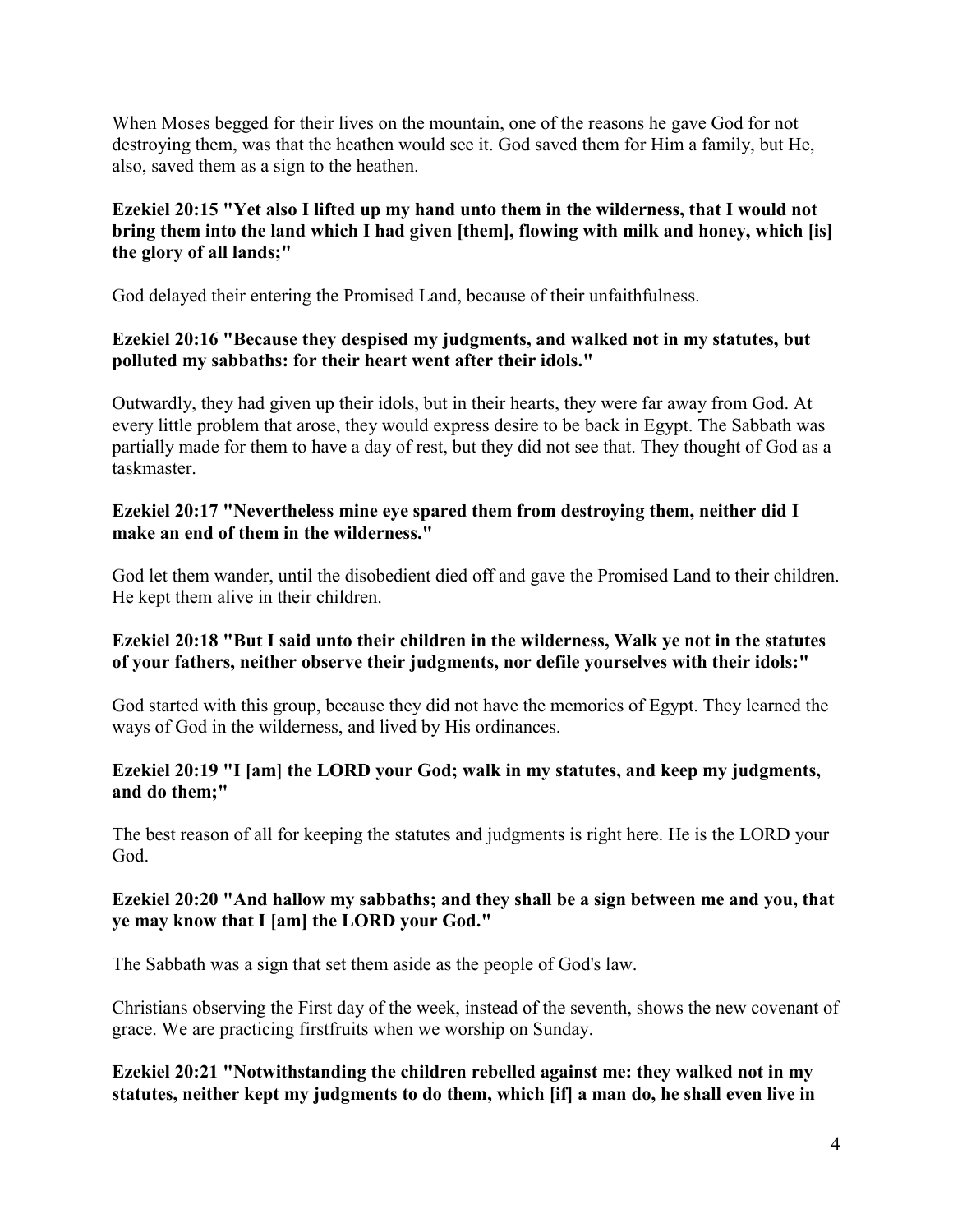When Moses begged for their lives on the mountain, one of the reasons he gave God for not destroying them, was that the heathen would see it. God saved them for Him a family, but He, also, saved them as a sign to the heathen.

**Ezekiel 20:15 "Yet also I lifted up my hand unto them in the wilderness, that I would not bring them into the land which I had given [them], flowing with milk and honey, which [is] the glory of all lands;"**

God delayed their entering the Promised Land, because of their unfaithfulness.

**Ezekiel 20:16 "Because they despised my judgments, and walked not in my statutes, but polluted my sabbaths: for their heart went after their idols."**

Outwardly, they had given up their idols, but in their hearts, they were far away from God. At every little problem that arose, they would express desire to be back in Egypt. The Sabbath was partially made for them to have a day of rest, but they did not see that. They thought of God as a taskmaster.

**Ezekiel 20:17 "Nevertheless mine eye spared them from destroying them, neither did I make an end of them in the wilderness."**

God let them wander, until the disobedient died off and gave the Promised Land to their children. He kept them alive in their children.

**Ezekiel 20:18 "But I said unto their children in the wilderness, Walk ye not in the statutes of your fathers, neither observe their judgments, nor defile yourselves with their idols:"**

God started with this group, because they did not have the memories of Egypt. They learned the ways of God in the wilderness, and lived by His ordinances.

**Ezekiel 20:19 "I [am] the LORD your God; walk in my statutes, and keep my judgments, and do them;"**

The best reason of all for keeping the statutes and judgments is right here. He is the LORD your God.

**Ezekiel 20:20 "And hallow my sabbaths; and they shall be a sign between me and you, that ye may know that I [am] the LORD your God."**

The Sabbath was a sign that set them aside as the people of God's law.

Christians observing the First day of the week, instead of the seventh, shows the new covenant of grace. We are practicing firstfruits when we worship on Sunday.

**Ezekiel 20:21 "Notwithstanding the children rebelled against me: they walked not in my statutes, neither kept my judgments to do them, which [if] a man do, he shall even live in**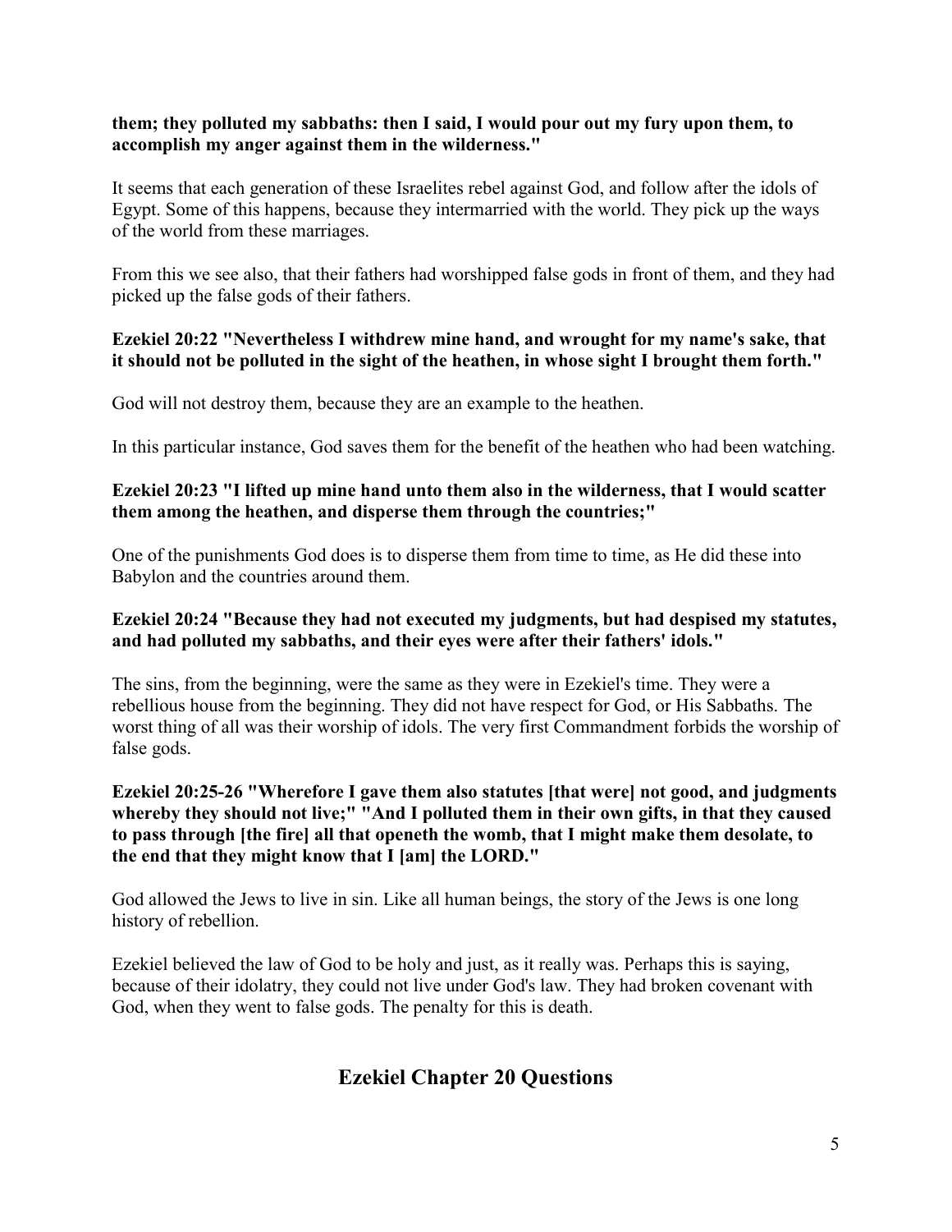**them; they polluted my sabbaths: then I said, I would pour out my fury upon them, to accomplish my anger against them in the wilderness."**

It seems that each generation of these Israelites rebel against God, and follow after the idols of Egypt. Some of this happens, because they intermarried with the world. They pick up the ways of the world from these marriages.

From this we see also, that their fathers had worshipped false gods in front of them, and they had picked up the false gods of their fathers.

**Ezekiel 20:22 "Nevertheless I withdrew mine hand, and wrought for my name's sake, that it should not be polluted in the sight of the heathen, in whose sight I brought them forth."**

God will not destroy them, because they are an example to the heathen.

In this particular instance, God saves them for the benefit of the heathen who had been watching.

**Ezekiel 20:23 "I lifted up mine hand unto them also in the wilderness, that I would scatter them among the heathen, and disperse them through the countries;"**

One of the punishments God does is to disperse them from time to time, as He did these into Babylon and the countries around them.

**Ezekiel 20:24 "Because they had not executed my judgments, but had despised my statutes, and had polluted my sabbaths, and their eyes were after their fathers' idols."**

The sins, from the beginning, were the same as they were in Ezekiel's time. They were a rebellious house from the beginning. They did not have respect for God, or His Sabbaths. The worst thing of all was their worship of idols. The very first Commandment forbids the worship of false gods.

**Ezekiel 20:25-26 "Wherefore I gave them also statutes [that were] not good, and judgments whereby they should not live;" "And I polluted them in their own gifts, in that they caused to pass through [the fire] all that openeth the womb, that I might make them desolate, to the end that they might know that I [am] the LORD."**

God allowed the Jews to live in sin. Like all human beings, the story of the Jews is one long history of rebellion.

Ezekiel believed the law of God to be holy and just, as it really was. Perhaps this is saying, because of their idolatry, they could not live under God's law. They had broken covenant with God, when they went to false gods. The penalty for this is death.

## Ezekiel Chapter 20 Questions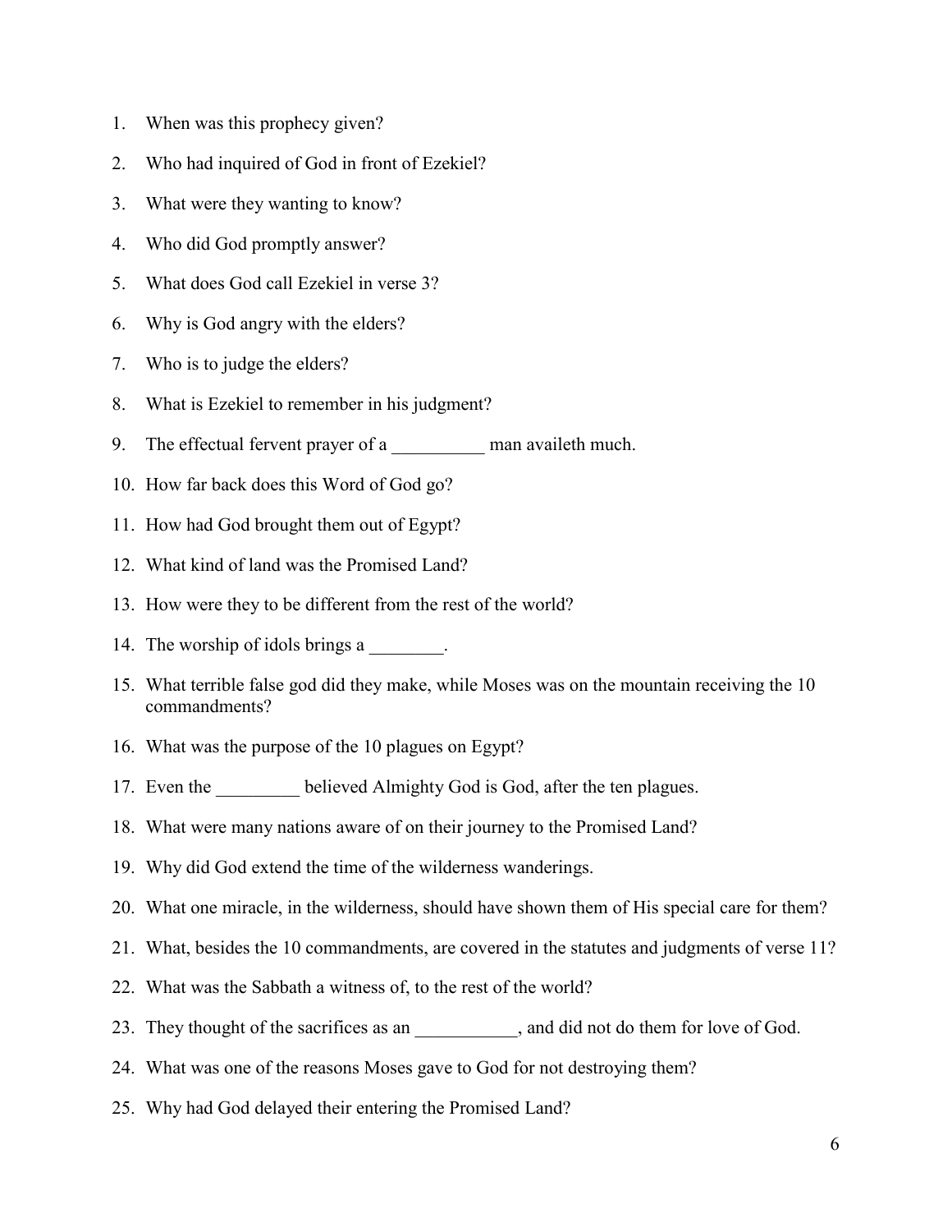1. When was this prophecy given?
2. Who had inquired of God in front of Ezekiel?
3. What were they wanting to know?
4. Who did God promptly answer?
5. What does God call Ezekiel in verse 3?
6. Why is God angry with the elders?
7. Who is to judge the elders?
8. What is Ezekiel to remember in his judgment?
9. The effectual fervent prayer of a __________ man availeth much.
10. How far back does this Word of God go?
11. How had God brought them out of Egypt?
12. What kind of land was the Promised Land?
13. How were they to be different from the rest of the world?
14. The worship of idols brings a ________.
15. What terrible false god did they make, while Moses was on the mountain receiving the 10 commandments?
16. What was the purpose of the 10 plagues on Egypt?
17. Even the _________ believed Almighty God is God, after the ten plagues.
18. What were many nations aware of on their journey to the Promised Land?
19. Why did God extend the time of the wilderness wanderings.
20. What one miracle, in the wilderness, should have shown them of His special care for them?
21. What, besides the 10 commandments, are covered in the statutes and judgments of verse 11?
22. What was the Sabbath a witness of, to the rest of the world?
23. They thought of the sacrifices as an ___________, and did not do them for love of God.
24. What was one of the reasons Moses gave to God for not destroying them?
25. Why had God delayed their entering the Promised Land?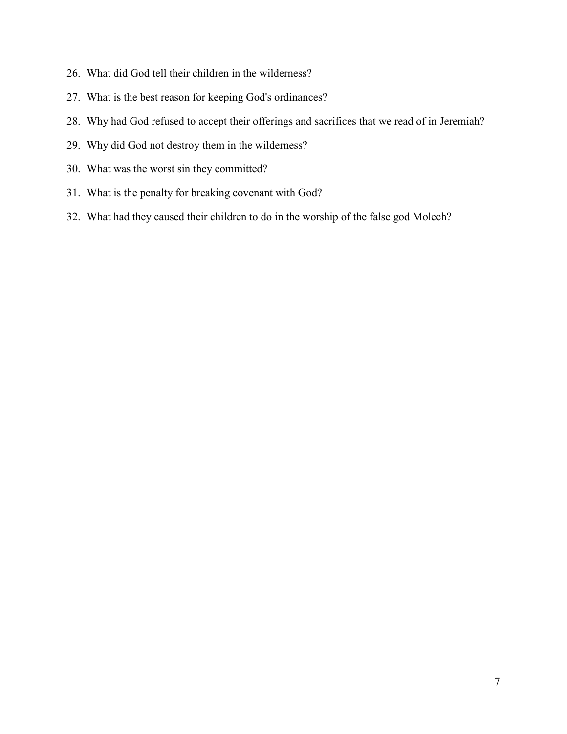26. What did God tell their children in the wilderness?
27. What is the best reason for keeping God's ordinances?
28. Why had God refused to accept their offerings and sacrifices that we read of in Jeremiah?
29. Why did God not destroy them in the wilderness?
30. What was the worst sin they committed?
31. What is the penalty for breaking covenant with God?
32. What had they caused their children to do in the worship of the false god Molech?